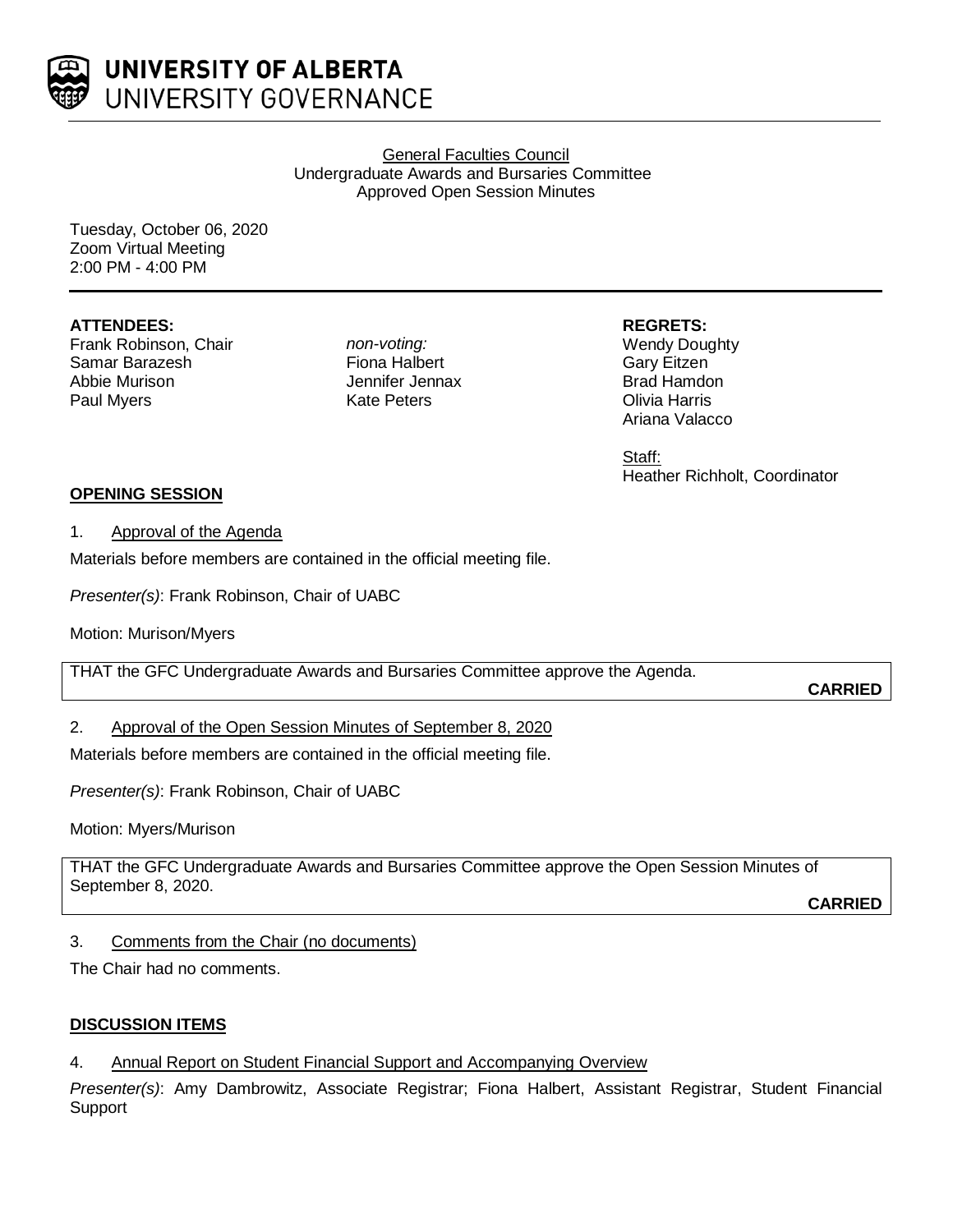UNIVERSITY OF ALBERTA
UNIVERSITY GOVERNANCE

General Faculties Council
Undergraduate Awards and Bursaries Committee
Approved Open Session Minutes

Tuesday, October 06, 2020
Zoom Virtual Meeting
2:00 PM - 4:00 PM

**ATTENDEES:**
Frank Robinson, Chair
Samar Barazesh
Abbie Murison
Paul Myers

*non-voting:*
Fiona Halbert
Jennifer Jennax
Kate Peters

**REGRETS:**
Wendy Doughty
Gary Eitzen
Brad Hamdon
Olivia Harris
Ariana Valacco

Staff:
Heather Richholt, Coordinator

**OPENING SESSION**

1. Approval of the Agenda

Materials before members are contained in the official meeting file.

*Presenter(s)*: Frank Robinson, Chair of UABC

Motion: Murison/Myers

THAT the GFC Undergraduate Awards and Bursaries Committee approve the Agenda.

**CARRIED**

2. Approval of the Open Session Minutes of September 8, 2020

Materials before members are contained in the official meeting file.

*Presenter(s)*: Frank Robinson, Chair of UABC

Motion: Myers/Murison

THAT the GFC Undergraduate Awards and Bursaries Committee approve the Open Session Minutes of September 8, 2020.

**CARRIED**

3. Comments from the Chair (no documents)

The Chair had no comments.

**DISCUSSION ITEMS**

4. Annual Report on Student Financial Support and Accompanying Overview

*Presenter(s)*: Amy Dambrowitz, Associate Registrar; Fiona Halbert, Assistant Registrar, Student Financial Support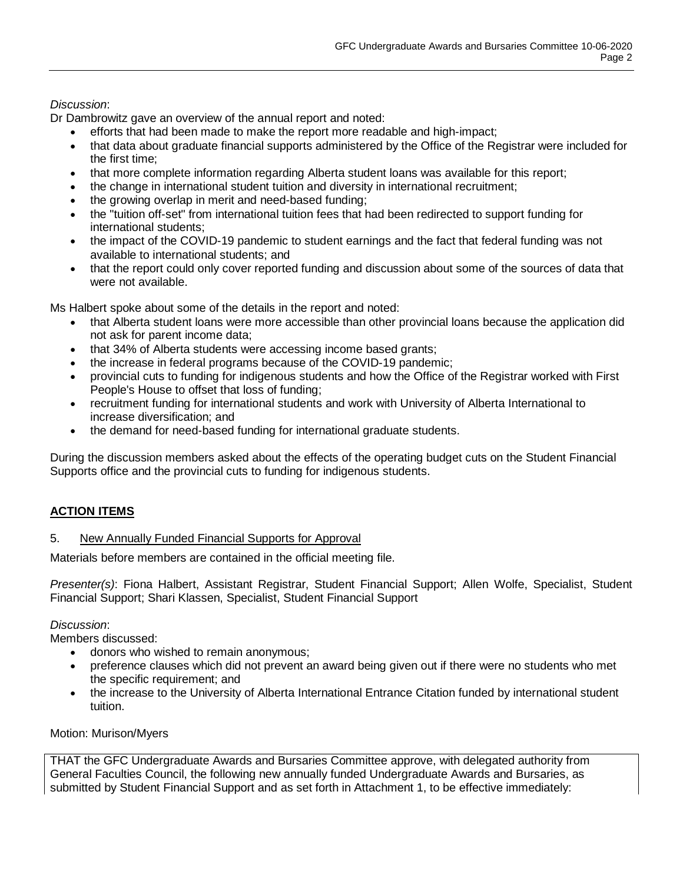*Discussion*:
Dr Dambrowitz gave an overview of the annual report and noted:

- efforts that had been made to make the report more readable and high-impact;
- that data about graduate financial supports administered by the Office of the Registrar were included for the first time;
- that more complete information regarding Alberta student loans was available for this report;
- the change in international student tuition and diversity in international recruitment;
- the growing overlap in merit and need-based funding;
- the "tuition off-set" from international tuition fees that had been redirected to support funding for international students;
- the impact of the COVID-19 pandemic to student earnings and the fact that federal funding was not available to international students; and
- that the report could only cover reported funding and discussion about some of the sources of data that were not available.

Ms Halbert spoke about some of the details in the report and noted:

- that Alberta student loans were more accessible than other provincial loans because the application did not ask for parent income data;
- that 34% of Alberta students were accessing income based grants;
- the increase in federal programs because of the COVID-19 pandemic;
- provincial cuts to funding for indigenous students and how the Office of the Registrar worked with First People's House to offset that loss of funding;
- recruitment funding for international students and work with University of Alberta International to increase diversification; and
- the demand for need-based funding for international graduate students.

During the discussion members asked about the effects of the operating budget cuts on the Student Financial Supports office and the provincial cuts to funding for indigenous students.

## **ACTION ITEMS**

5. New Annually Funded Financial Supports for Approval

Materials before members are contained in the official meeting file.

*Presenter(s)*: Fiona Halbert, Assistant Registrar, Student Financial Support; Allen Wolfe, Specialist, Student Financial Support; Shari Klassen, Specialist, Student Financial Support

*Discussion*:
Members discussed:

- donors who wished to remain anonymous;
- preference clauses which did not prevent an award being given out if there were no students who met the specific requirement; and
- the increase to the University of Alberta International Entrance Citation funded by international student tuition.

Motion: Murison/Myers

THAT the GFC Undergraduate Awards and Bursaries Committee approve, with delegated authority from General Faculties Council, the following new annually funded Undergraduate Awards and Bursaries, as submitted by Student Financial Support and as set forth in Attachment 1, to be effective immediately: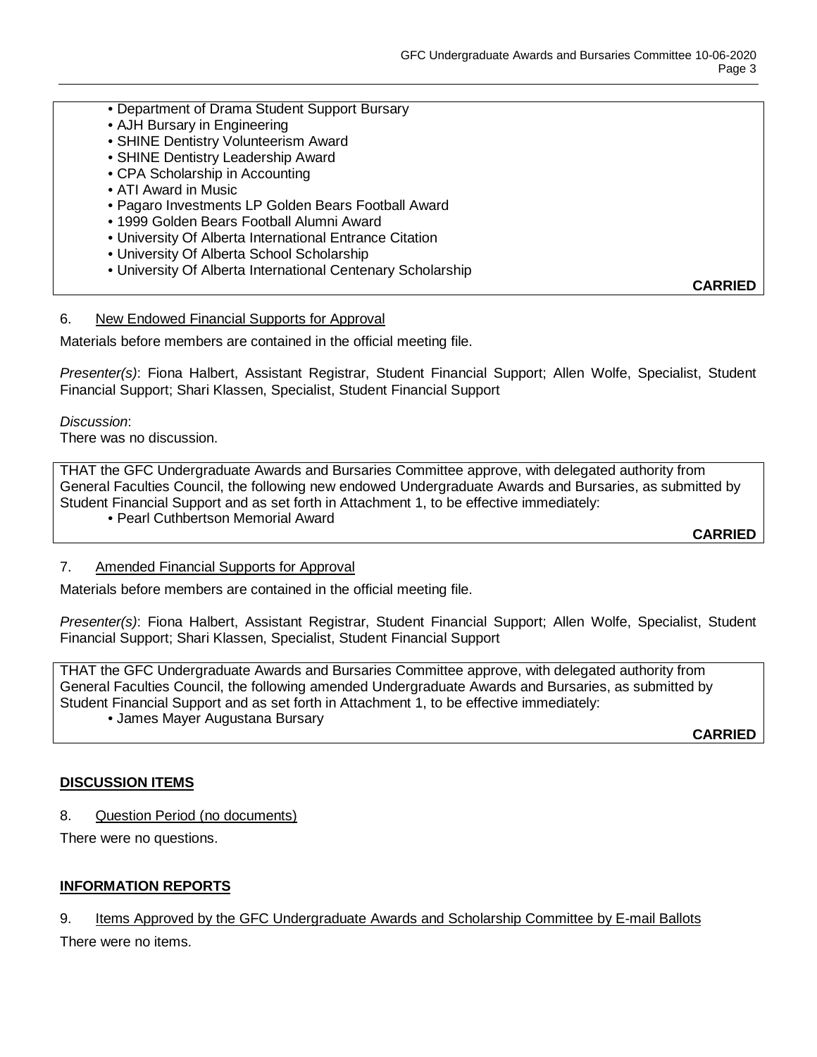- Department of Drama Student Support Bursary
- AJH Bursary in Engineering
- SHINE Dentistry Volunteerism Award
- SHINE Dentistry Leadership Award
- CPA Scholarship in Accounting
- ATI Award in Music
- Pagaro Investments LP Golden Bears Football Award
- 1999 Golden Bears Football Alumni Award
- University Of Alberta International Entrance Citation
- University Of Alberta School Scholarship
- University Of Alberta International Centenary Scholarship

**CARRIED**

6. New Endowed Financial Supports for Approval

Materials before members are contained in the official meeting file.

*Presenter(s)*: Fiona Halbert, Assistant Registrar, Student Financial Support; Allen Wolfe, Specialist, Student Financial Support; Shari Klassen, Specialist, Student Financial Support

*Discussion*:
There was no discussion.

THAT the GFC Undergraduate Awards and Bursaries Committee approve, with delegated authority from General Faculties Council, the following new endowed Undergraduate Awards and Bursaries, as submitted by Student Financial Support and as set forth in Attachment 1, to be effective immediately:

- Pearl Cuthbertson Memorial Award

**CARRIED**

7. Amended Financial Supports for Approval

Materials before members are contained in the official meeting file.

*Presenter(s)*: Fiona Halbert, Assistant Registrar, Student Financial Support; Allen Wolfe, Specialist, Student Financial Support; Shari Klassen, Specialist, Student Financial Support

THAT the GFC Undergraduate Awards and Bursaries Committee approve, with delegated authority from General Faculties Council, the following amended Undergraduate Awards and Bursaries, as submitted by Student Financial Support and as set forth in Attachment 1, to be effective immediately:

- James Mayer Augustana Bursary

**CARRIED**

## DISCUSSION ITEMS

8. Question Period (no documents)

There were no questions.

## INFORMATION REPORTS

9. Items Approved by the GFC Undergraduate Awards and Scholarship Committee by E-mail Ballots

There were no items.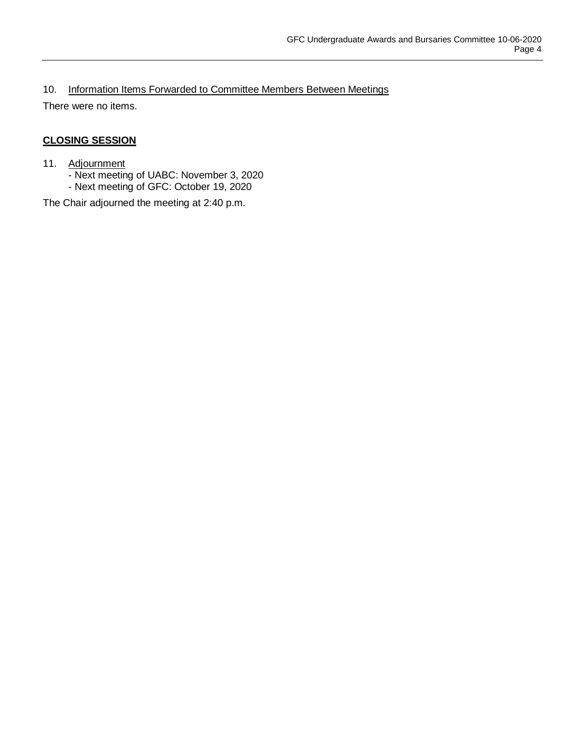10. Information Items Forwarded to Committee Members Between Meetings

There were no items.

## CLOSING SESSION

11. Adjournment
    - Next meeting of UABC: November 3, 2020
    - Next meeting of GFC: October 19, 2020

The Chair adjourned the meeting at 2:40 p.m.